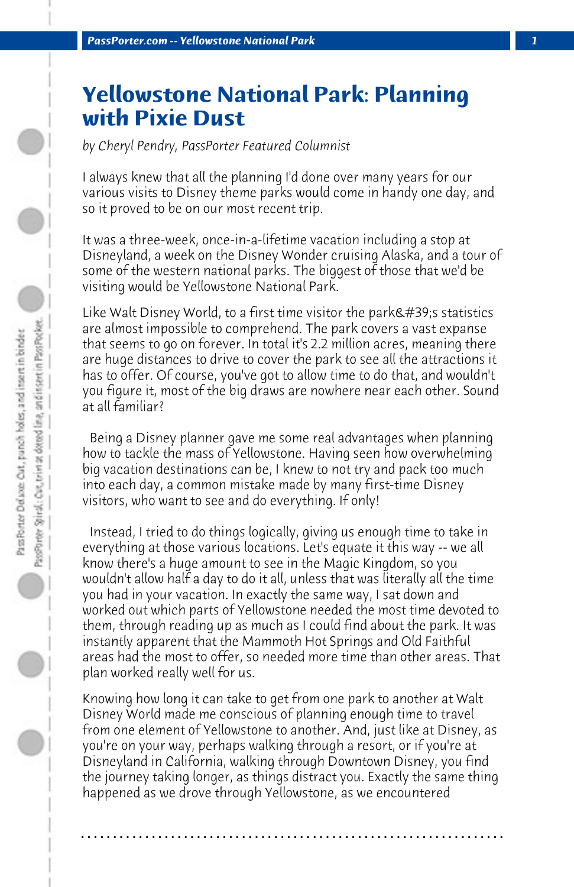# Yellowstone National Park: Planning with Pixie Dust

*by Cheryl Pendry, PassPorter Featured Columnist*

I always knew that all the planning I'd done over many years for our various visits to Disney theme parks would come in handy one day, and so it proved to be on our most recent trip.

It was a three-week, once-in-a-lifetime vacation including a stop at Disneyland, a week on the Disney Wonder cruising Alaska, and a tour of some of the western national parks. The biggest of those that we'd be visiting would be Yellowstone National Park.

Like Walt Disney World, to a first time visitor the park&#39;s statistics are almost impossible to comprehend. The park covers a vast expanse that seems to go on forever. In total it's 2.2 million acres, meaning there are huge distances to drive to cover the park to see all the attractions it has to offer. Of course, you've got to allow time to do that, and wouldn't you figure it, most of the big draws are nowhere near each other. Sound at all familiar?

Being a Disney planner gave me some real advantages when planning how to tackle the mass of Yellowstone. Having seen how overwhelming big vacation destinations can be, I knew to not try and pack too much into each day, a common mistake made by many first-time Disney visitors, who want to see and do everything. If only!

Instead, I tried to do things logically, giving us enough time to take in everything at those various locations. Let's equate it this way -- we all know there's a huge amount to see in the Magic Kingdom, so you wouldn't allow half a day to do it all, unless that was literally all the time you had in your vacation. In exactly the same way, I sat down and worked out which parts of Yellowstone needed the most time devoted to them, through reading up as much as I could find about the park. It was instantly apparent that the Mammoth Hot Springs and Old Faithful areas had the most to offer, so needed more time than other areas. That plan worked really well for us.

Knowing how long it can take to get from one park to another at Walt Disney World made me conscious of planning enough time to travel from one element of Yellowstone to another. And, just like at Disney, as you're on your way, perhaps walking through a resort, or if you're at Disneyland in California, walking through Downtown Disney, you find the journey taking longer, as things distract you. Exactly the same thing happened as we drove through Yellowstone, as we encountered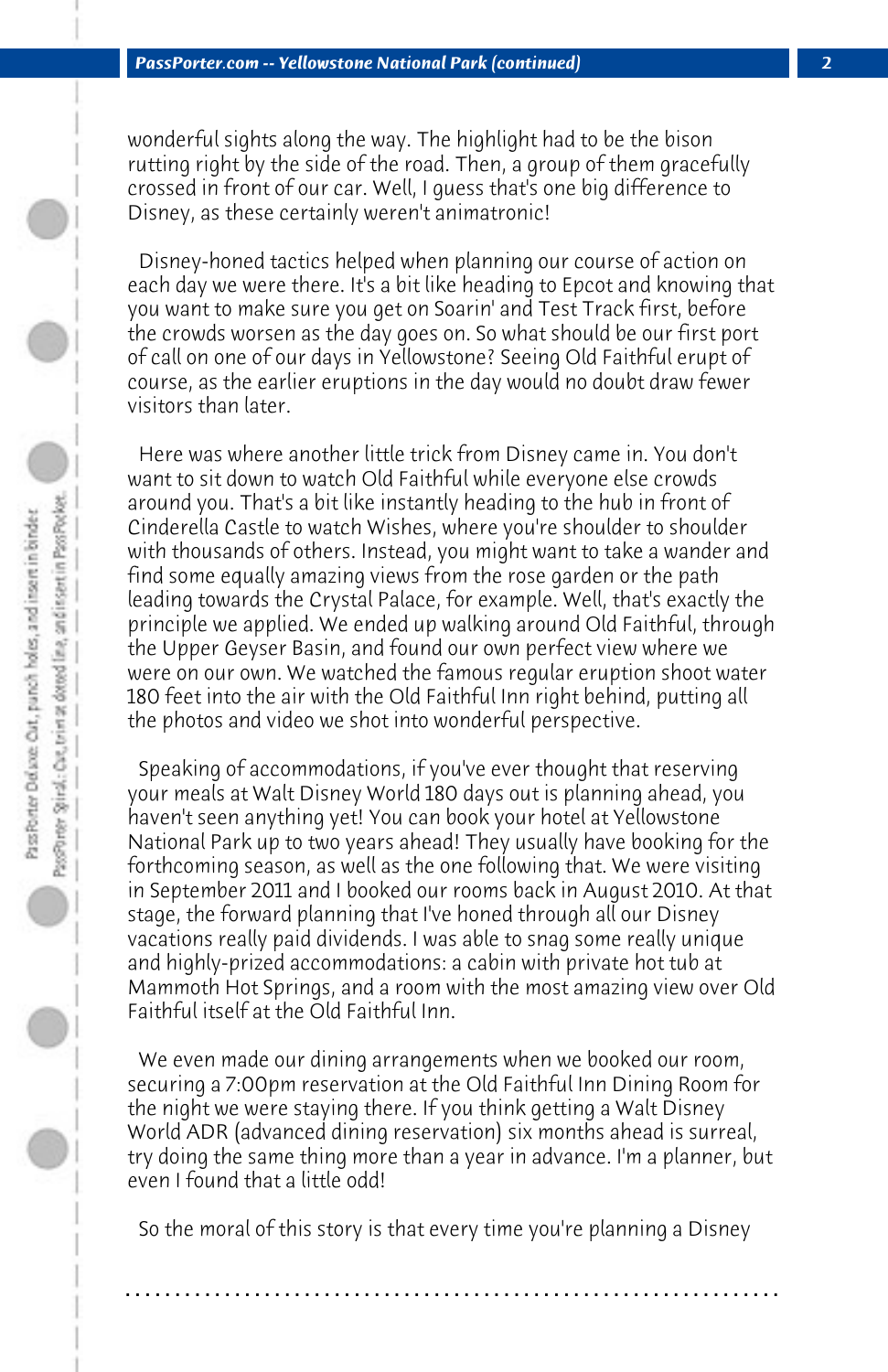wonderful sights along the way. The highlight had to be the bison rutting right by the side of the road. Then, a group of them gracefully crossed in front of our car. Well, I guess that's one big difference to Disney, as these certainly weren't animatronic!

Disney-honed tactics helped when planning our course of action on each day we were there. It's a bit like heading to Epcot and knowing that you want to make sure you get on Soarin' and Test Track first, before the crowds worsen as the day goes on. So what should be our first port of call on one of our days in Yellowstone? Seeing Old Faithful erupt of course, as the earlier eruptions in the day would no doubt draw fewer visitors than later.

Here was where another little trick from Disney came in. You don't want to sit down to watch Old Faithful while everyone else crowds around you. That's a bit like instantly heading to the hub in front of Cinderella Castle to watch Wishes, where you're shoulder to shoulder with thousands of others. Instead, you might want to take a wander and find some equally amazing views from the rose garden or the path leading towards the Crystal Palace, for example. Well, that's exactly the principle we applied. We ended up walking around Old Faithful, through the Upper Geyser Basin, and found our own perfect view where we were on our own. We watched the famous regular eruption shoot water 180 feet into the air with the Old Faithful Inn right behind, putting all the photos and video we shot into wonderful perspective.

Speaking of accommodations, if you've ever thought that reserving your meals at Walt Disney World 180 days out is planning ahead, you haven't seen anything yet! You can book your hotel at Yellowstone National Park up to two years ahead! They usually have booking for the forthcoming season, as well as the one following that. We were visiting in September 2011 and I booked our rooms back in August 2010. At that stage, the forward planning that I've honed through all our Disney vacations really paid dividends. I was able to snag some really unique and highly-prized accommodations: a cabin with private hot tub at Mammoth Hot Springs, and a room with the most amazing view over Old Faithful itself at the Old Faithful Inn.

We even made our dining arrangements when we booked our room, securing a 7:00pm reservation at the Old Faithful Inn Dining Room for the night we were staying there. If you think getting a Walt Disney World ADR (advanced dining reservation) six months ahead is surreal, try doing the same thing more than a year in advance. I'm a planner, but even I found that a little odd!

So the moral of this story is that every time you're planning a Disney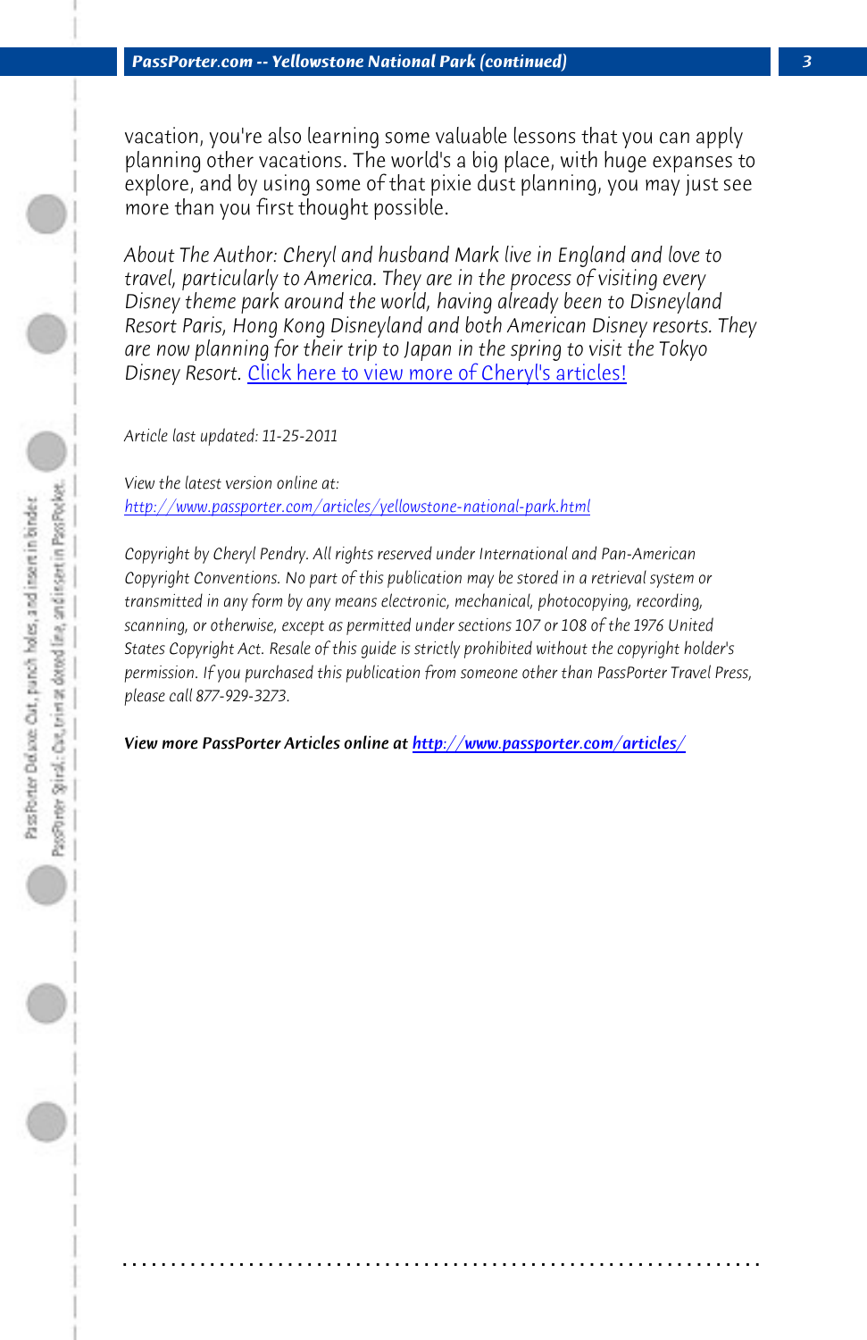vacation, you're also learning some valuable lessons that you can apply planning other vacations. The world's a big place, with huge expanses to explore, and by using some of that pixie dust planning, you may just see more than you first thought possible.

*About The Author: Cheryl and husband Mark live in England and love to travel, particularly to America. They are in the process of visiting every Disney theme park around the world, having already been to Disneyland Resort Paris, Hong Kong Disneyland and both American Disney resorts. They are now planning for their trip to Japan in the spring to visit the Tokyo Disney Resort.* [Click here to view more of Cheryl's articles!]

*Article last updated: 11-25-2011*

*View the latest version online at:*
*http://www.passporter.com/articles/yellowstone-national-park.html*

*Copyright by Cheryl Pendry. All rights reserved under International and Pan-American Copyright Conventions. No part of this publication may be stored in a retrieval system or transmitted in any form by any means electronic, mechanical, photocopying, recording, scanning, or otherwise, except as permitted under sections 107 or 108 of the 1976 United States Copyright Act. Resale of this guide is strictly prohibited without the copyright holder's permission. If you purchased this publication from someone other than PassPorter Travel Press, please call 877-929-3273.*

***View more PassPorter Articles online at http://www.passporter.com/articles/***